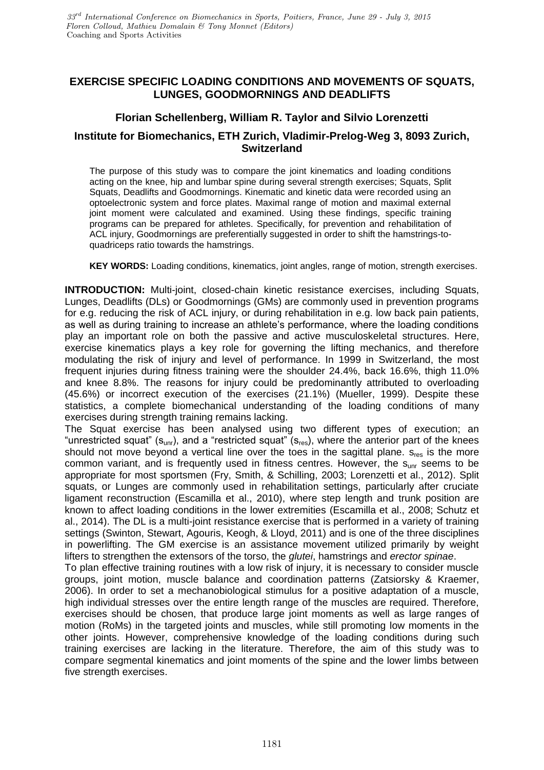# EXERCISE SPECIFIC LOADING CONDITIONS AND MOVEMENTS OF SQUATS, LUNGES, GOODMORNINGS AND DEADLIFTS

## Florian Schellenberg, William R. Taylor and Silvio Lorenzetti

### Institute for Biomechanics, ETH Zurich, Vladimir-Prelog-Weg 3, 8093 Zurich, Switzerland

The purpose of this study was to compare the joint kinematics and loading conditions acting on the knee, hip and lumbar spine during several strength exercises; Squats, Split Squats, Deadlifts and Goodmornings. Kinematic and kinetic data were recorded using an optoelectronic system and force plates. Maximal range of motion and maximal external joint moment were calculated and examined. Using these findings, specific training programs can be prepared for athletes. Specifically, for prevention and rehabilitation of ACL injury, Goodmornings are preferentially suggested in order to shift the hamstrings-to-quadriceps ratio towards the hamstrings.

**KEY WORDS:** Loading conditions, kinematics, joint angles, range of motion, strength exercises.

**INTRODUCTION:** Multi-joint, closed-chain kinetic resistance exercises, including Squats, Lunges, Deadlifts (DLs) or Goodmornings (GMs) are commonly used in prevention programs for e.g. reducing the risk of ACL injury, or during rehabilitation in e.g. low back pain patients, as well as during training to increase an athlete's performance, where the loading conditions play an important role on both the passive and active musculoskeletal structures. Here, exercise kinematics plays a key role for governing the lifting mechanics, and therefore modulating the risk of injury and level of performance. In 1999 in Switzerland, the most frequent injuries during fitness training were the shoulder 24.4%, back 16.6%, thigh 11.0% and knee 8.8%. The reasons for injury could be predominantly attributed to overloading (45.6%) or incorrect execution of the exercises (21.1%) (Mueller, 1999). Despite these statistics, a complete biomechanical understanding of the loading conditions of many exercises during strength training remains lacking.

The Squat exercise has been analysed using two different types of execution; an "unrestricted squat" ($s_{unr}$), and a "restricted squat" ($s_{res}$), where the anterior part of the knees should not move beyond a vertical line over the toes in the sagittal plane. $s_{res}$ is the more common variant, and is frequently used in fitness centres. However, the $s_{unr}$ seems to be appropriate for most sportsmen (Fry, Smith, & Schilling, 2003; Lorenzetti et al., 2012). Split squats, or Lunges are commonly used in rehabilitation settings, particularly after cruciate ligament reconstruction (Escamilla et al., 2010), where step length and trunk position are known to affect loading conditions in the lower extremities (Escamilla et al., 2008; Schutz et al., 2014). The DL is a multi-joint resistance exercise that is performed in a variety of training settings (Swinton, Stewart, Agouris, Keogh, & Lloyd, 2011) and is one of the three disciplines in powerlifting. The GM exercise is an assistance movement utilized primarily by weight lifters to strengthen the extensors of the torso, the *glutei*, hamstrings and *erector spinae*.

To plan effective training routines with a low risk of injury, it is necessary to consider muscle groups, joint motion, muscle balance and coordination patterns (Zatsiorsky & Kraemer, 2006). In order to set a mechanobiological stimulus for a positive adaptation of a muscle, high individual stresses over the entire length range of the muscles are required. Therefore, exercises should be chosen, that produce large joint moments as well as large ranges of motion (RoMs) in the targeted joints and muscles, while still promoting low moments in the other joints. However, comprehensive knowledge of the loading conditions during such training exercises are lacking in the literature. Therefore, the aim of this study was to compare segmental kinematics and joint moments of the spine and the lower limbs between five strength exercises.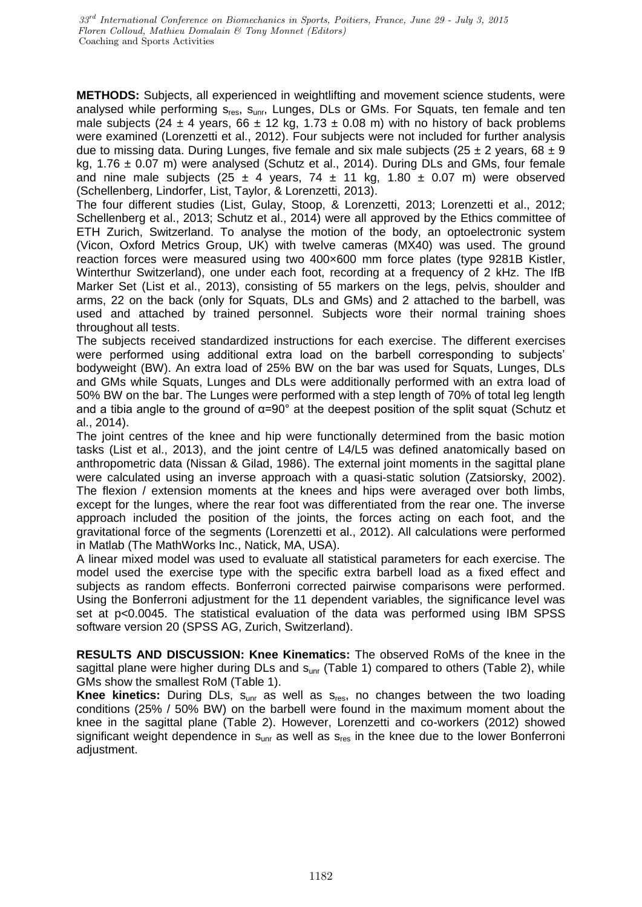**METHODS:** Subjects, all experienced in weightlifting and movement science students, were analysed while performing $s_{res}$, $s_{unr}$, Lunges, DLs or GMs. For Squats, ten female and ten male subjects (24 ± 4 years, 66 ± 12 kg, 1.73 ± 0.08 m) with no history of back problems were examined (Lorenzetti et al., 2012). Four subjects were not included for further analysis due to missing data. During Lunges, five female and six male subjects (25 ± 2 years, 68 ± 9 kg, 1.76 ± 0.07 m) were analysed (Schutz et al., 2014). During DLs and GMs, four female and nine male subjects (25 ± 4 years, 74 ± 11 kg, 1.80 ± 0.07 m) were observed (Schellenberg, Lindorfer, List, Taylor, & Lorenzetti, 2013).

The four different studies (List, Gulay, Stoop, & Lorenzetti, 2013; Lorenzetti et al., 2012; Schellenberg et al., 2013; Schutz et al., 2014) were all approved by the Ethics committee of ETH Zurich, Switzerland. To analyse the motion of the body, an optoelectronic system (Vicon, Oxford Metrics Group, UK) with twelve cameras (MX40) was used. The ground reaction forces were measured using two 400×600 mm force plates (type 9281B Kistler, Winterthur Switzerland), one under each foot, recording at a frequency of 2 kHz. The IfB Marker Set (List et al., 2013), consisting of 55 markers on the legs, pelvis, shoulder and arms, 22 on the back (only for Squats, DLs and GMs) and 2 attached to the barbell, was used and attached by trained personnel. Subjects wore their normal training shoes throughout all tests.

The subjects received standardized instructions for each exercise. The different exercises were performed using additional extra load on the barbell corresponding to subjects' bodyweight (BW). An extra load of 25% BW on the bar was used for Squats, Lunges, DLs and GMs while Squats, Lunges and DLs were additionally performed with an extra load of 50% BW on the bar. The Lunges were performed with a step length of 70% of total leg length and a tibia angle to the ground of $\alpha$=90° at the deepest position of the split squat (Schutz et al., 2014).

The joint centres of the knee and hip were functionally determined from the basic motion tasks (List et al., 2013), and the joint centre of L4/L5 was defined anatomically based on anthropometric data (Nissan & Gilad, 1986). The external joint moments in the sagittal plane were calculated using an inverse approach with a quasi-static solution (Zatsiorsky, 2002). The flexion / extension moments at the knees and hips were averaged over both limbs, except for the lunges, where the rear foot was differentiated from the rear one. The inverse approach included the position of the joints, the forces acting on each foot, and the gravitational force of the segments (Lorenzetti et al., 2012). All calculations were performed in Matlab (The MathWorks Inc., Natick, MA, USA).

A linear mixed model was used to evaluate all statistical parameters for each exercise. The model used the exercise type with the specific extra barbell load as a fixed effect and subjects as random effects. Bonferroni corrected pairwise comparisons were performed. Using the Bonferroni adjustment for the 11 dependent variables, the significance level was set at $p<0.0045$. The statistical evaluation of the data was performed using IBM SPSS software version 20 (SPSS AG, Zurich, Switzerland).

**RESULTS AND DISCUSSION: Knee Kinematics:** The observed RoMs of the knee in the sagittal plane were higher during DLs and $s_{unr}$ (Table 1) compared to others (Table 2), while GMs show the smallest RoM (Table 1).

**Knee kinetics:** During DLs, $s_{unr}$ as well as $s_{res}$, no changes between the two loading conditions (25% / 50% BW) on the barbell were found in the maximum moment about the knee in the sagittal plane (Table 2). However, Lorenzetti and co-workers (2012) showed significant weight dependence in $s_{unr}$ as well as $s_{res}$ in the knee due to the lower Bonferroni adjustment.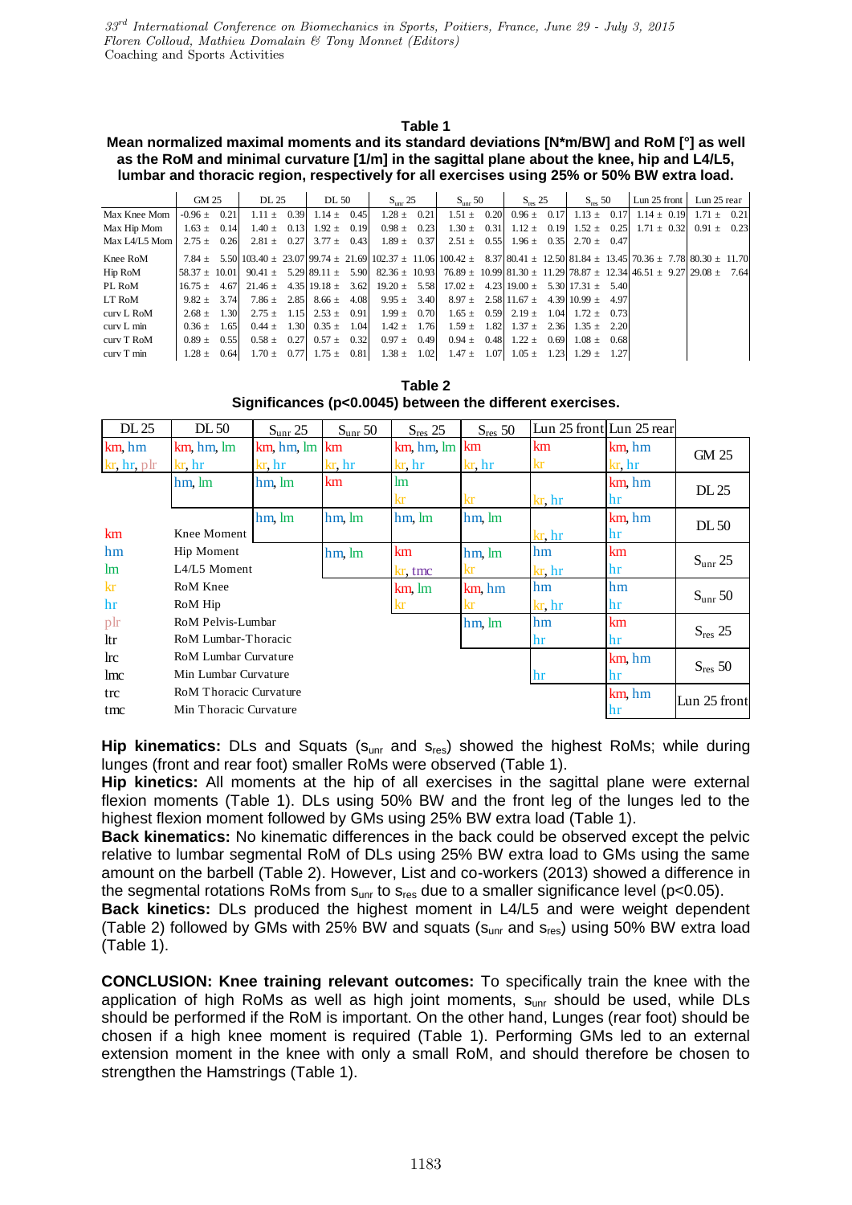**Table 1**
**Mean normalized maximal moments and its standard deviations [N*m/BW] and RoM [°] as well as the RoM and minimal curvature [1/m] in the sagittal plane about the knee, hip and L4/L5, lumbar and thoracic region, respectively for all exercises using 25% or 50% BW extra load.**

| | GM 25 | DL 25 | DL 50 | $S_{unr}$ 25 | $S_{unr}$ 50 | $S_{res}$ 25 | $S_{res}$ 50 | Lun 25 front | Lun 25 rear |
|---|---|---|---|---|---|---|---|---|---|
| Max Knee Mom | -0.96 ± 0.21 | 1.11 ± 0.39 | 1.14 ± 0.45 | 1.28 ± 0.21 | 1.51 ± 0.20 | 0.96 ± 0.17 | 1.13 ± 0.17 | 1.14 ± 0.19 | 1.71 ± 0.21 |
| Max Hip Mom | 1.63 ± 0.14 | 1.40 ± 0.13 | 1.92 ± 0.19 | 0.98 ± 0.23 | 1.30 ± 0.31 | 1.12 ± 0.19 | 1.52 ± 0.25 | 1.71 ± 0.32 | 0.91 ± 0.23 |
| Max L4/L5 Mom | 2.75 ± 0.26 | 2.81 ± 0.27 | 3.77 ± 0.43 | 1.89 ± 0.37 | 2.51 ± 0.55 | 1.96 ± 0.35 | 2.70 ± 0.47 | | |
| Knee RoM | 7.84 ± 5.50 | 103.40 ± 23.07 | 99.74 ± 21.69 | 102.37 ± 11.06 | 100.42 ± 8.37 | 80.41 ± 12.50 | 81.84 ± 13.45 | 70.36 ± 7.78 | 80.30 ± 11.70 |
| Hip RoM | 58.37 ± 10.01 | 90.41 ± 5.29 | 89.11 ± 5.90 | 82.36 ± 10.93 | 76.89 ± 10.99 | 81.30 ± 11.29 | 78.87 ± 12.34 | 46.51 ± 9.27 | 29.08 ± 7.64 |
| PL RoM | 16.75 ± 4.67 | 21.46 ± 4.35 | 19.18 ± 3.62 | 19.20 ± 5.58 | 17.02 ± 4.23 | 19.00 ± 5.30 | 17.31 ± 5.40 | | |
| LT RoM | 9.82 ± 3.74 | 7.86 ± 2.85 | 8.66 ± 4.08 | 9.95 ± 3.40 | 8.97 ± 2.58 | 11.67 ± 4.39 | 10.99 ± 4.97 | | |
| curv L RoM | 2.68 ± 1.30 | 2.75 ± 1.15 | 2.53 ± 0.91 | 1.99 ± 0.70 | 1.65 ± 0.59 | 2.19 ± 1.04 | 1.72 ± 0.73 | | |
| curv L min | 0.36 ± 1.65 | 0.44 ± 1.30 | 0.35 ± 1.04 | 1.42 ± 1.76 | 1.59 ± 1.82 | 1.37 ± 2.36 | 1.35 ± 2.20 | | |
| curv T RoM | 0.89 ± 0.55 | 0.58 ± 0.27 | 0.57 ± 0.32 | 0.97 ± 0.49 | 0.94 ± 0.48 | 1.22 ± 0.69 | 1.08 ± 0.68 | | |
| curv T min | 1.28 ± 0.64 | 1.70 ± 0.77 | 1.75 ± 0.81 | 1.38 ± 1.02 | 1.47 ± 1.07 | 1.05 ± 1.23 | 1.29 ± 1.27 | | |

**Table 2**
**Significances (p<0.0045) between the different exercises.**

| DL 25 | DL 50 | $S_{unr}$ 25 | $S_{unr}$ 50 | $S_{res}$ 25 | $S_{res}$ 50 | Lun 25 front | Lun 25 rear | |
|---|---|---|---|---|---|---|---|---|
| km, hm; kr, hr, plr | km, hm, lm; kr, hr | km, hm, lm; kr, hr | km; kr, hr | km, hm, lm; kr, hr | km; kr, hr | km; kr | km, hm; kr, hr | GM 25 |
| | hm, lm | hm, lm | km | lm; kr | kr | kr, hr | km, hm; hr | DL 25 |
| | | hm, lm | hm, lm | hm, lm | hm, lm | kr, hr | km, hm; hr | DL 50 |
| | | | hm, lm | km; kr, tmc | hm, lm; kr | hm; kr, hr | km; hr | $S_{unr}$ 25 |
| | | | | km, lm; kr | km, hm; kr | hm; kr, hr | hm; hr | $S_{unr}$ 50 |
| | | | | | hm, lm | hm; hr | km; hr | $S_{res}$ 25 |
| | | | | | | hr | km, hm; hr | $S_{res}$ 50 |
| | | | | | | | km, hm; hr | Lun 25 front |

km: Knee Moment
hm: Hip Moment
lm: L4/L5 Moment
kr: RoM Knee
hr: RoM Hip
plr: RoM Pelvis-Lumbar
ltr: RoM Lumbar-Thoracic
lrc: RoM Lumbar Curvature
lmc: Min Lumbar Curvature
trc: RoM Thoracic Curvature
tmc: Min Thoracic Curvature

**Hip kinematics:** DLs and Squats ($s_{unr}$ and $s_{res}$) showed the highest RoMs; while during lunges (front and rear foot) smaller RoMs were observed (Table 1).

**Hip kinetics:** All moments at the hip of all exercises in the sagittal plane were external flexion moments (Table 1). DLs using 50% BW and the front leg of the lunges led to the highest flexion moment followed by GMs using 25% BW extra load (Table 1).

**Back kinematics:** No kinematic differences in the back could be observed except the pelvic relative to lumbar segmental RoM of DLs using 25% BW extra load to GMs using the same amount on the barbell (Table 2). However, List and co-workers (2013) showed a difference in the segmental rotations RoMs from $s_{unr}$ to $s_{res}$ due to a smaller significance level ($p<0.05$).

**Back kinetics:** DLs produced the highest moment in L4/L5 and were weight dependent (Table 2) followed by GMs with 25% BW and squats ($s_{unr}$ and $s_{res}$) using 50% BW extra load (Table 1).

**CONCLUSION: Knee training relevant outcomes:** To specifically train the knee with the application of high RoMs as well as high joint moments, $s_{unr}$ should be used, while DLs should be performed if the RoM is important. On the other hand, Lunges (rear foot) should be chosen if a high knee moment is required (Table 1). Performing GMs led to an external extension moment in the knee with only a small RoM, and should therefore be chosen to strengthen the Hamstrings (Table 1).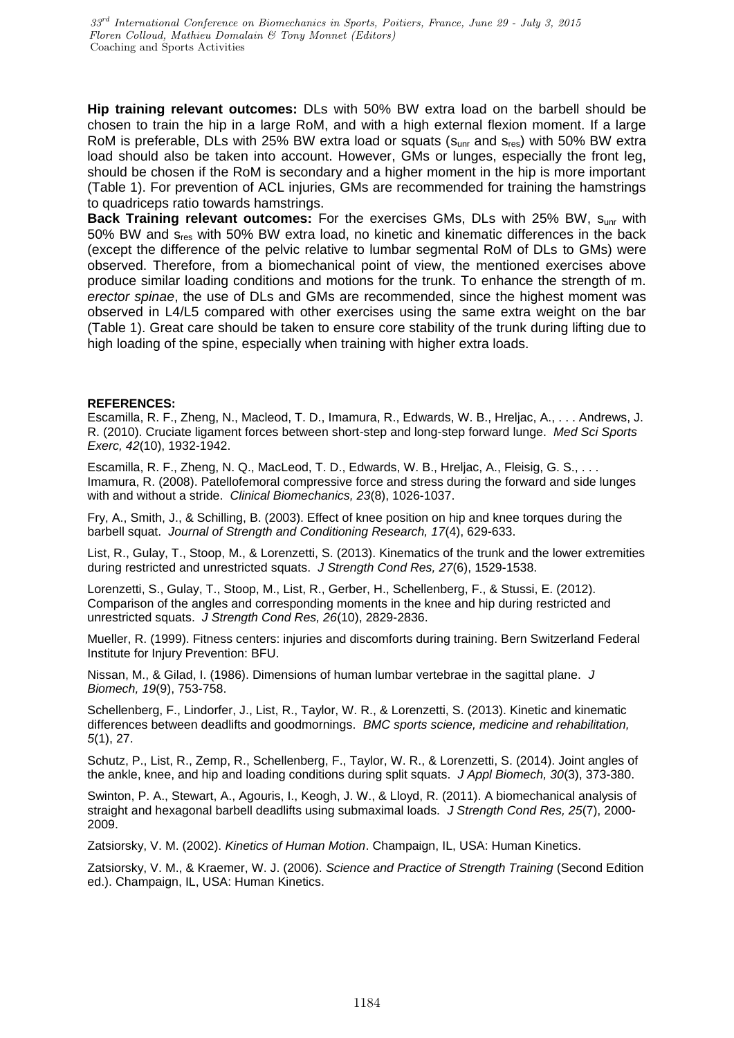**Hip training relevant outcomes:** DLs with 50% BW extra load on the barbell should be chosen to train the hip in a large RoM, and with a high external flexion moment. If a large RoM is preferable, DLs with 25% BW extra load or squats ($s_{unr}$ and $s_{res}$) with 50% BW extra load should also be taken into account. However, GMs or lunges, especially the front leg, should be chosen if the RoM is secondary and a higher moment in the hip is more important (Table 1). For prevention of ACL injuries, GMs are recommended for training the hamstrings to quadriceps ratio towards hamstrings.

**Back Training relevant outcomes:** For the exercises GMs, DLs with 25% BW, $s_{unr}$ with 50% BW and $s_{res}$ with 50% BW extra load, no kinetic and kinematic differences in the back (except the difference of the pelvic relative to lumbar segmental RoM of DLs to GMs) were observed. Therefore, from a biomechanical point of view, the mentioned exercises above produce similar loading conditions and motions for the trunk. To enhance the strength of m. *erector spinae*, the use of DLs and GMs are recommended, since the highest moment was observed in L4/L5 compared with other exercises using the same extra weight on the bar (Table 1). Great care should be taken to ensure core stability of the trunk during lifting due to high loading of the spine, especially when training with higher extra loads.

**REFERENCES:**

Escamilla, R. F., Zheng, N., Macleod, T. D., Imamura, R., Edwards, W. B., Hreljac, A., . . . Andrews, J. R. (2010). Cruciate ligament forces between short-step and long-step forward lunge. *Med Sci Sports Exerc, 42*(10), 1932-1942.

Escamilla, R. F., Zheng, N. Q., MacLeod, T. D., Edwards, W. B., Hreljac, A., Fleisig, G. S., . . . Imamura, R. (2008). Patellofemoral compressive force and stress during the forward and side lunges with and without a stride. *Clinical Biomechanics, 23*(8), 1026-1037.

Fry, A., Smith, J., & Schilling, B. (2003). Effect of knee position on hip and knee torques during the barbell squat. *Journal of Strength and Conditioning Research, 17*(4), 629-633.

List, R., Gulay, T., Stoop, M., & Lorenzetti, S. (2013). Kinematics of the trunk and the lower extremities during restricted and unrestricted squats. *J Strength Cond Res, 27*(6), 1529-1538.

Lorenzetti, S., Gulay, T., Stoop, M., List, R., Gerber, H., Schellenberg, F., & Stussi, E. (2012). Comparison of the angles and corresponding moments in the knee and hip during restricted and unrestricted squats. *J Strength Cond Res, 26*(10), 2829-2836.

Mueller, R. (1999). Fitness centers: injuries and discomforts during training. Bern Switzerland Federal Institute for Injury Prevention: BFU.

Nissan, M., & Gilad, I. (1986). Dimensions of human lumbar vertebrae in the sagittal plane. *J Biomech, 19*(9), 753-758.

Schellenberg, F., Lindorfer, J., List, R., Taylor, W. R., & Lorenzetti, S. (2013). Kinetic and kinematic differences between deadlifts and goodmornings. *BMC sports science, medicine and rehabilitation, 5*(1), 27.

Schutz, P., List, R., Zemp, R., Schellenberg, F., Taylor, W. R., & Lorenzetti, S. (2014). Joint angles of the ankle, knee, and hip and loading conditions during split squats. *J Appl Biomech, 30*(3), 373-380.

Swinton, P. A., Stewart, A., Agouris, I., Keogh, J. W., & Lloyd, R. (2011). A biomechanical analysis of straight and hexagonal barbell deadlifts using submaximal loads. *J Strength Cond Res, 25*(7), 2000-2009.

Zatsiorsky, V. M. (2002). *Kinetics of Human Motion*. Champaign, IL, USA: Human Kinetics.

Zatsiorsky, V. M., & Kraemer, W. J. (2006). *Science and Practice of Strength Training* (Second Edition ed.). Champaign, IL, USA: Human Kinetics.